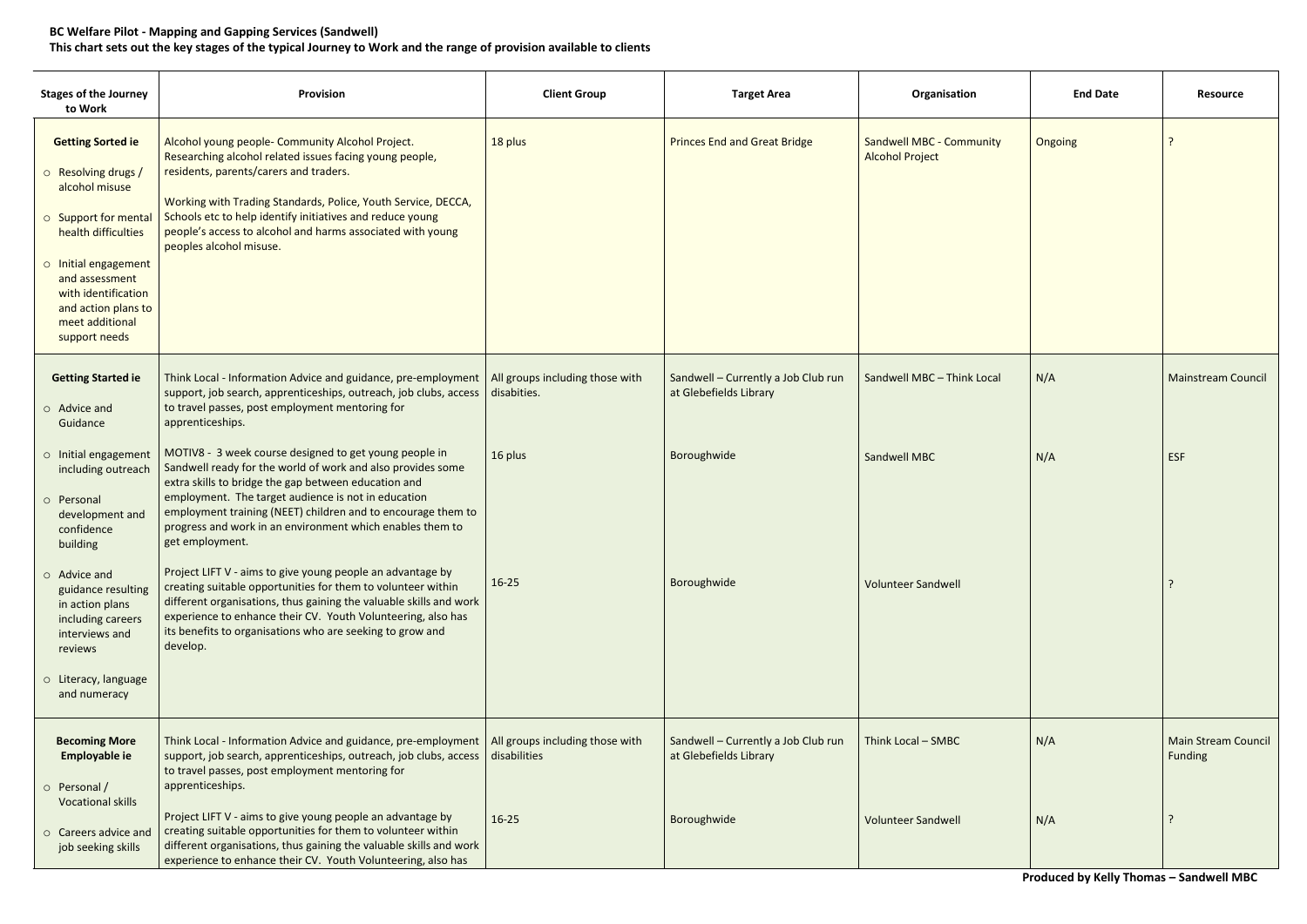**BC Welfare Pilot - Mapping and Gapping Services (Sandwell)**
**This chart sets out the key stages of the typical Journey to Work and the range of provision available to clients**

| Stages of the Journey to Work | Provision | Client Group | Target Area | Organisation | End Date | Resource |
|---|---|---|---|---|---|---|
| **Getting Sorted ie**<br>○ Resolving drugs / alcohol misuse<br>○ Support for mental health difficulties<br>○ Initial engagement and assessment with identification and action plans to meet additional support needs | Alcohol young people- Community Alcohol Project. Researching alcohol related issues facing young people, residents, parents/carers and traders.<br><br>Working with Trading Standards, Police, Youth Service, DECCA, Schools etc to help identify initiatives and reduce young people's access to alcohol and harms associated with young peoples alcohol misuse. | 18 plus | Princes End and Great Bridge | Sandwell MBC - Community Alcohol Project | Ongoing | ? |
| **Getting Started ie**<br>○ Advice and Guidance<br>○ Initial engagement including outreach<br>○ Personal development and confidence building<br>○ Advice and guidance resulting in action plans including careers interviews and reviews<br>○ Literacy, language and numeracy | Think Local - Information Advice and guidance, pre-employment support, job search, apprenticeships, outreach, job clubs, access to travel passes, post employment mentoring for apprenticeships. | All groups including those with disabities. | Sandwell – Currently a Job Club run at Glebefields Library | Sandwell MBC – Think Local | N/A | Mainstream Council |
| | MOTIV8 - 3 week course designed to get young people in Sandwell ready for the world of work and also provides some extra skills to bridge the gap between education and employment. The target audience is not in education employment training (NEET) children and to encourage them to progress and work in an environment which enables them to get employment. | 16 plus | Boroughwide | Sandwell MBC | N/A | ESF |
| | Project LIFT V - aims to give young people an advantage by creating suitable opportunities for them to volunteer within different organisations, thus gaining the valuable skills and work experience to enhance their CV. Youth Volunteering, also has its benefits to organisations who are seeking to grow and develop. | 16-25 | Boroughwide | Volunteer Sandwell | | ? |
| **Becoming More Employable ie**<br>○ Personal / Vocational skills<br>○ Careers advice and job seeking skills | Think Local - Information Advice and guidance, pre-employment support, job search, apprenticeships, outreach, job clubs, access to travel passes, post employment mentoring for apprenticeships. | All groups including those with disabilities | Sandwell – Currently a Job Club run at Glebefields Library | Think Local – SMBC | N/A | Main Stream Council Funding |
| | Project LIFT V - aims to give young people an advantage by creating suitable opportunities for them to volunteer within different organisations, thus gaining the valuable skills and work experience to enhance their CV. Youth Volunteering, also has | 16-25 | Boroughwide | Volunteer Sandwell | N/A | ? |

**Produced by Kelly Thomas – Sandwell MBC**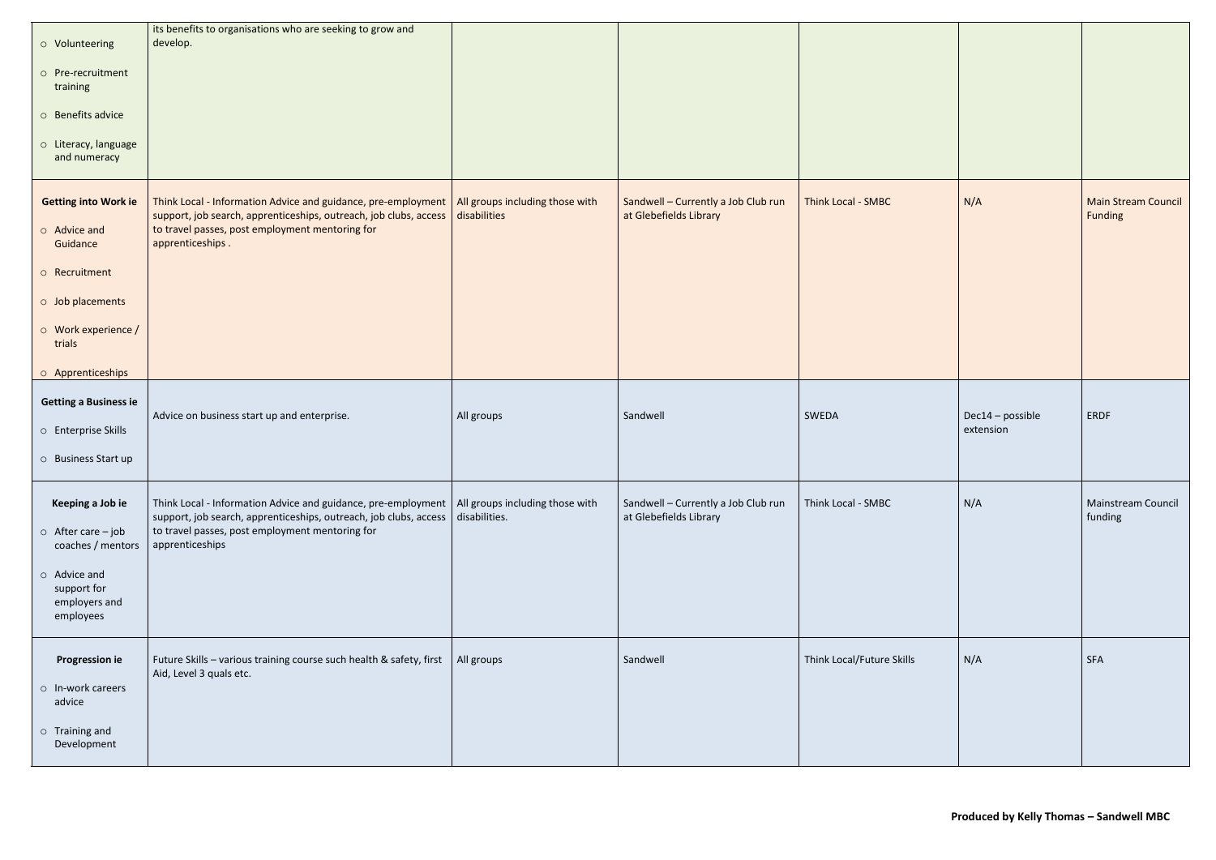| | | | | | | |
|---|---|---|---|---|---|---|
| ○ Volunteering<br>○ Pre-recruitment training<br>○ Benefits advice<br>○ Literacy, language and numeracy | its benefits to organisations who are seeking to grow and develop. | | | | | |
| **Getting into Work ie**<br>○ Advice and Guidance<br>○ Recruitment<br>○ Job placements<br>○ Work experience / trials<br>○ Apprenticeships | Think Local - Information Advice and guidance, pre-employment support, job search, apprenticeships, outreach, job clubs, access to travel passes, post employment mentoring for apprenticeships . | All groups including those with disabilities | Sandwell – Currently a Job Club run at Glebefields Library | Think Local - SMBC | N/A | Main Stream Council Funding |
| **Getting a Business ie**<br>○ Enterprise Skills<br>○ Business Start up | Advice on business start up and enterprise. | All groups | Sandwell | SWEDA | Dec14 – possible extension | ERDF |
| **Keeping a Job ie**<br>○ After care – job coaches / mentors<br>○ Advice and support for employers and employees | Think Local - Information Advice and guidance, pre-employment support, job search, apprenticeships, outreach, job clubs, access to travel passes, post employment mentoring for apprenticeships | All groups including those with disabilities. | Sandwell – Currently a Job Club run at Glebefields Library | Think Local - SMBC | N/A | Mainstream Council funding |
| **Progression ie**<br>○ In-work careers advice<br>○ Training and Development | Future Skills – various training course such health & safety, first Aid, Level 3 quals etc. | All groups | Sandwell | Think Local/Future Skills | N/A | SFA |

**Produced by Kelly Thomas – Sandwell MBC**